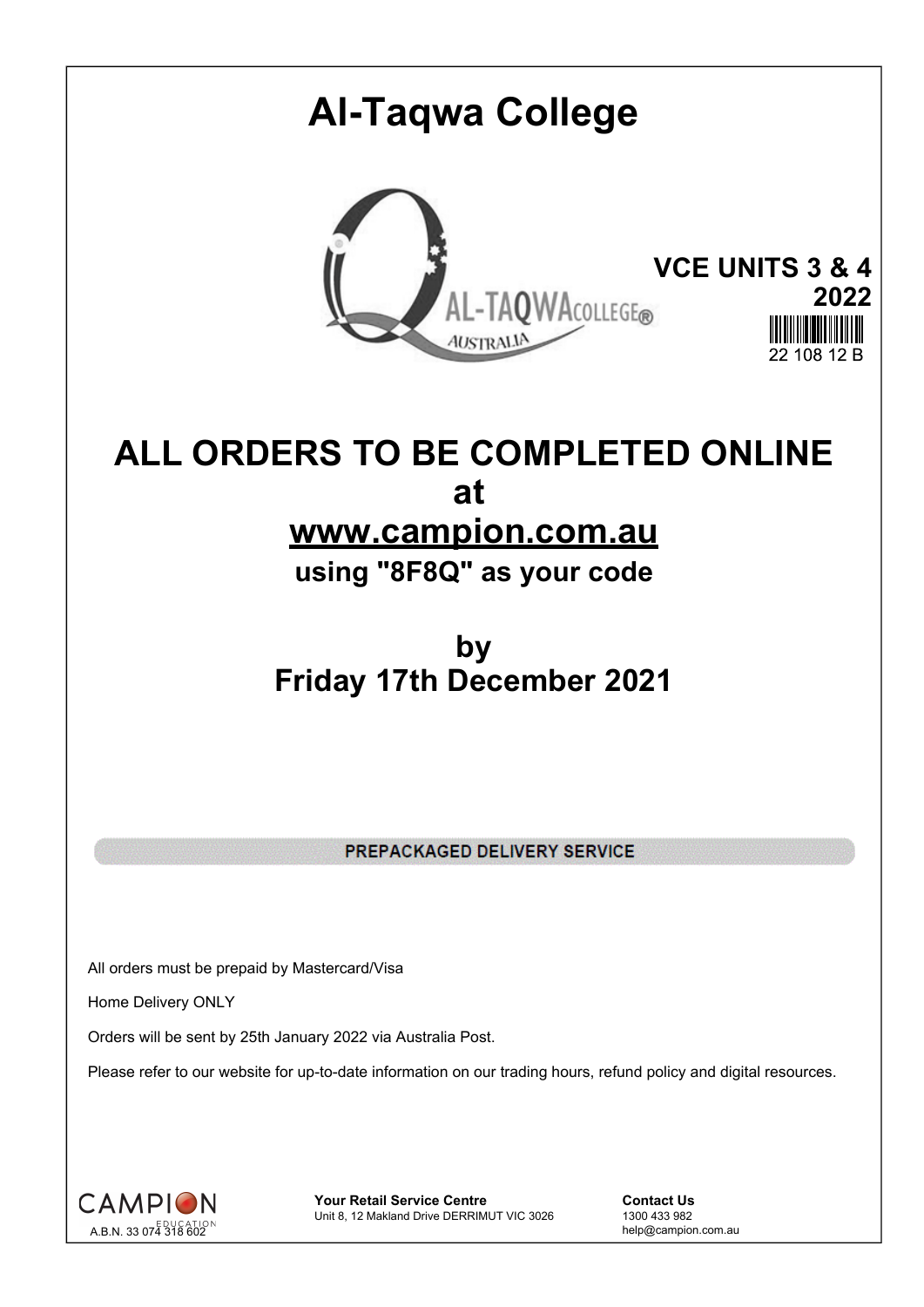# Al-Taqwa College

**VCE UNITS 3 & 4**
**2022**

22 108 12 B

## ALL ORDERS TO BE COMPLETED ONLINE
## at
## www.campion.com.au
### using "8F8Q" as your code

## by
## Friday 17th December 2021

**PREPACKAGED DELIVERY SERVICE**

All orders must be prepaid by Mastercard/Visa

Home Delivery ONLY

Orders will be sent by 25th January 2022 via Australia Post.

Please refer to our website for up-to-date information on our trading hours, refund policy and digital resources.

CAMPION EDUCATION
A.B.N. 33 074 318 602

**Your Retail Service Centre**
Unit 8, 12 Makland Drive DERRIMUT VIC 3026

**Contact Us**
1300 433 982
help@campion.com.au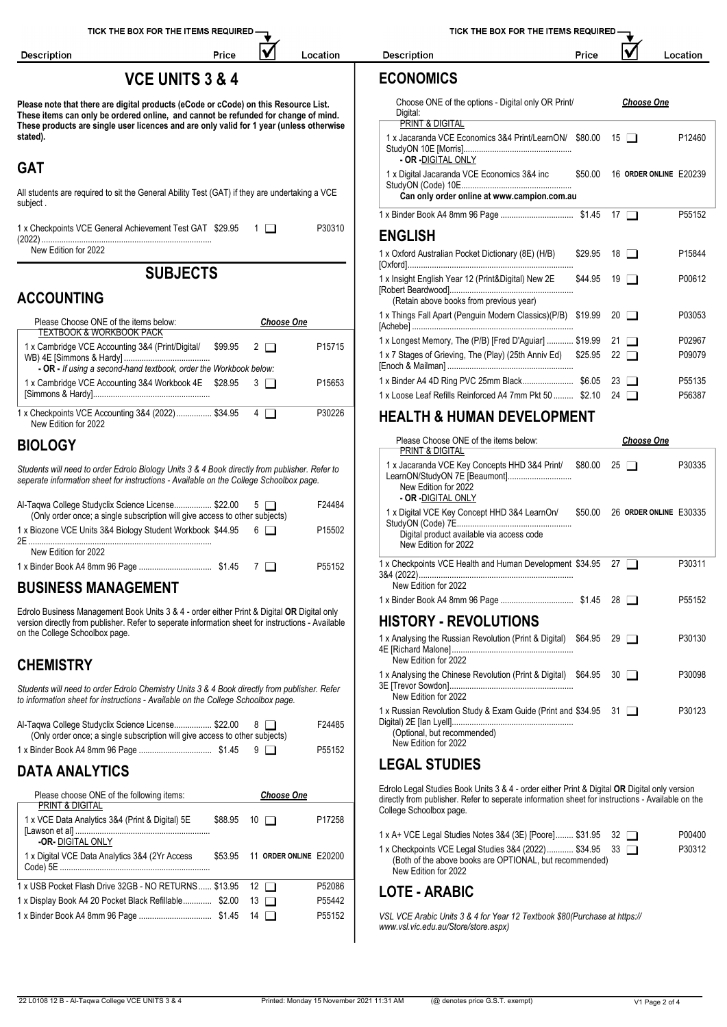# VCE UNITS 3 & 4

**Please note that there are digital products (eCode or cCode) on this Resource List. These items can only be ordered online, and cannot be refunded for change of mind. These products are single user licences and are only valid for 1 year (unless otherwise stated).**

## GAT

All students are required to sit the General Ability Test (GAT) if they are undertaking a VCE subject .

| Description | Price | | Location |
|---|---|---|---|
| 1 x Checkpoints VCE General Achievement Test GAT (2022) New Edition for 2022 | $29.95 | 1 ☐ | P30310 |

# SUBJECTS

## ACCOUNTING

| Description | Price | | Location |
|---|---|---|---|
| Please Choose ONE of the items below: TEXTBOOK & WORKBOOK PACK | | *Choose One* | |
| 1 x Cambridge VCE Accounting 3&4 (Print/Digital/ WB) 4E [Simmons & Hardy] | $99.95 | 2 ☐ | P15715 |
| - **OR** - *If using a second-hand textbook, order the Workbook below:* | | | |
| 1 x Cambridge VCE Accounting 3&4 Workbook 4E [Simmons & Hardy] | $28.95 | 3 ☐ | P15653 |
| 1 x Checkpoints VCE Accounting 3&4 (2022) New Edition for 2022 | $34.95 | 4 ☐ | P30226 |

## BIOLOGY

*Students will need to order Edrolo Biology Units 3 & 4 Book directly from publisher. Refer to seperate information sheet for instructions - Available on the College Schoolbox page.*

| Description | Price | | Location |
|---|---|---|---|
| Al-Taqwa College Studyclix Science License (Only order once; a single subscription will give access to other subjects) | $22.00 | 5 ☐ | F24484 |
| 1 x Biozone VCE Units 3&4 Biology Student Workbook 2E New Edition for 2022 | $44.95 | 6 ☐ | P15502 |
| 1 x Binder Book A4 8mm 96 Page | $1.45 | 7 ☐ | P55152 |

## BUSINESS MANAGEMENT

Edrolo Business Management Book Units 3 & 4 - order either Print & Digital **OR** Digital only version directly from publisher. Refer to seperate information sheet for instructions - Available on the College Schoolbox page.

## CHEMISTRY

*Students will need to order Edrolo Chemistry Units 3 & 4 Book directly from publisher. Refer to information sheet for instructions - Available on the College Schoolbox page.*

| Description | Price | | Location |
|---|---|---|---|
| Al-Taqwa College Studyclix Science License (Only order once; a single subscription will give access to other subjects) | $22.00 | 8 ☐ | F24485 |
| 1 x Binder Book A4 8mm 96 Page | $1.45 | 9 ☐ | P55152 |

## DATA ANALYTICS

| Description | Price | | Location |
|---|---|---|---|
| Please choose ONE of the following items: PRINT & DIGITAL | | *Choose One* | |
| 1 x VCE Data Analytics 3&4 (Print & Digital) 5E [Lawson et al] | $88.95 | 10 ☐ | P17258 |
| -OR- DIGITAL ONLY | | | |
| 1 x Digital VCE Data Analytics 3&4 (2Yr Access Code) 5E | $53.95 | 11 **ORDER ONLINE** | E20200 |
| 1 x USB Pocket Flash Drive 32GB - NO RETURNS | $13.95 | 12 ☐ | P52086 |
| 1 x Display Book A4 20 Pocket Black Refillable | $2.00 | 13 ☐ | P55442 |
| 1 x Binder Book A4 8mm 96 Page | $1.45 | 14 ☐ | P55152 |

## ECONOMICS

| Description | Price | | Location |
|---|---|---|---|
| Choose ONE of the options - Digital only OR Print/ Digital: PRINT & DIGITAL | | *Choose One* | |
| 1 x Jacaranda VCE Economics 3&4 Print/LearnON/ StudyON 10E [Morris] | $80.00 | 15 ☐ | P12460 |
| - OR - DIGITAL ONLY | | | |
| 1 x Digital Jacaranda VCE Economics 3&4 inc StudyON (Code) 10E **Can only order online at www.campion.com.au** | $50.00 | 16 **ORDER ONLINE** | E20239 |
| 1 x Binder Book A4 8mm 96 Page | $1.45 | 17 ☐ | P55152 |

## ENGLISH

| Description | Price | | Location |
|---|---|---|---|
| 1 x Oxford Australian Pocket Dictionary (8E) (H/B) [Oxford] | $29.95 | 18 ☐ | P15844 |
| 1 x Insight English Year 12 (Print&Digital) New 2E [Robert Beardwood] (Retain above books from previous year) | $44.95 | 19 ☐ | P00612 |
| 1 x Things Fall Apart (Penguin Modern Classics)(P/B) [Achebe] | $19.99 | 20 ☐ | P03053 |
| 1 x Longest Memory, The (P/B) [Fred D'Aguiar] | $19.99 | 21 ☐ | P02967 |
| 1 x 7 Stages of Grieving, The (Play) (25th Anniv Ed) [Enoch & Mailman] | $25.95 | 22 ☐ | P09079 |
| 1 x Binder A4 4D Ring PVC 25mm Black | $6.05 | 23 ☐ | P55135 |
| 1 x Loose Leaf Refills Reinforced A4 7mm Pkt 50 | $2.10 | 24 ☐ | P56387 |

## HEALTH & HUMAN DEVELOPMENT

| Description | Price | | Location |
|---|---|---|---|
| Please Choose ONE of the items below: PRINT & DIGITAL | | *Choose One* | |
| 1 x Jacaranda VCE Key Concepts HHD 3&4 Print/ LearnON/StudyON 7E [Beaumont] New Edition for 2022 | $80.00 | 25 ☐ | P30335 |
| - OR - DIGITAL ONLY | | | |
| 1 x Digital VCE Key Concept HHD 3&4 LearnOn/ StudyOn (Code) 7E Digital product available via access code New Edition for 2022 | $50.00 | 26 **ORDER ONLINE** | E30335 |
| 1 x Checkpoints VCE Health and Human Development 3&4 (2022) New Edition for 2022 | $34.95 | 27 ☐ | P30311 |
| 1 x Binder Book A4 8mm 96 Page | $1.45 | 28 ☐ | P55152 |

## HISTORY - REVOLUTIONS

| Description | Price | | Location |
|---|---|---|---|
| 1 x Analysing the Russian Revolution (Print & Digital) 4E [Richard Malone] New Edition for 2022 | $64.95 | 29 ☐ | P30130 |
| 1 x Analysing the Chinese Revolution (Print & Digital) 3E [Trevor Sowdon] New Edition for 2022 | $64.95 | 30 ☐ | P30098 |
| 1 x Russian Revolution Study & Exam Guide (Print and Digital) 2E [Ian Lyell] (Optional, but recommended) New Edition for 2022 | $34.95 | 31 ☐ | P30123 |

## LEGAL STUDIES

Edrolo Legal Studies Book Units 3 & 4 - order either Print & Digital **OR** Digital only version directly from publisher. Refer to seperate information sheet for instructions - Available on the College Schoolbox page.

| Description | Price | | Location |
|---|---|---|---|
| 1 x A+ VCE Legal Studies Notes 3&4 (3E) [Poore] | $31.95 | 32 ☐ | P00400 |
| 1 x Checkpoints VCE Legal Studies 3&4 (2022) (Both of the above books are OPTIONAL, but recommended) New Edition for 2022 | $34.95 | 33 ☐ | P30312 |

## LOTE - ARABIC

*VSL VCE Arabic Units 3 & 4 for Year 12 Textbook $80(Purchase at https://www.vsl.vic.edu.au/Store/store.aspx)*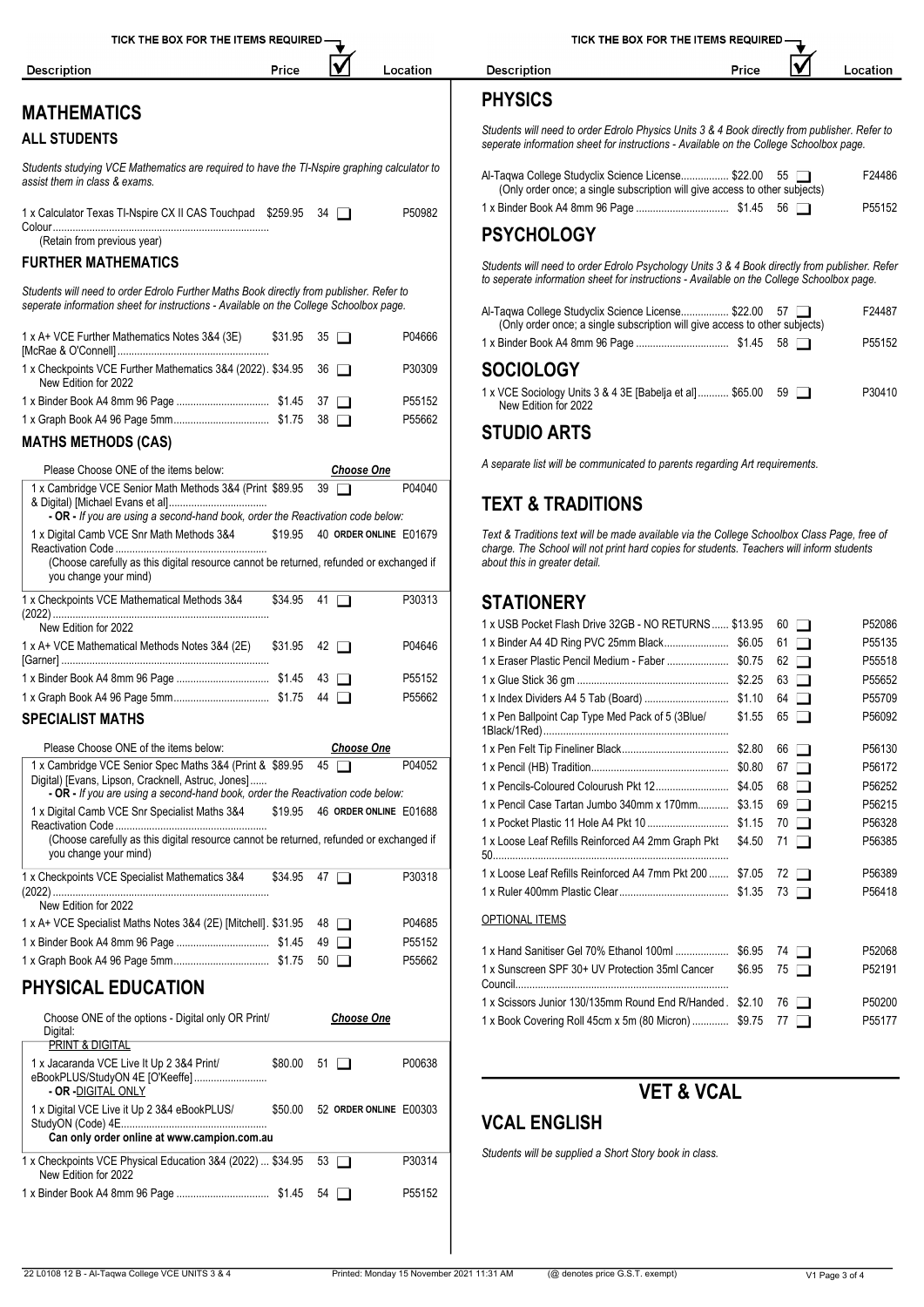TICK THE BOX FOR THE ITEMS REQUIRED

# MATHEMATICS

## ALL STUDENTS

*Students studying VCE Mathematics are required to have the TI-Nspire graphing calculator to assist them in class & exams.*

| Description | Price | ☑ | Location |
|---|---|---|---|
| 1 x Calculator Texas TI-Nspire CX II CAS Touchpad Colour (Retain from previous year) | $259.95 | 34 ☐ | P50982 |

## FURTHER MATHEMATICS

*Students will need to order Edrolo Further Maths Book directly from publisher. Refer to seperate information sheet for instructions - Available on the College Schoolbox page.*

| Description | Price | ☑ | Location |
|---|---|---|---|
| 1 x A+ VCE Further Mathematics Notes 3&4 (3E) [McRae & O'Connell] | $31.95 | 35 ☐ | P04666 |
| 1 x Checkpoints VCE Further Mathematics 3&4 (2022). New Edition for 2022 | $34.95 | 36 ☐ | P30309 |
| 1 x Binder Book A4 8mm 96 Page | $1.45 | 37 ☐ | P55152 |
| 1 x Graph Book A4 96 Page 5mm | $1.75 | 38 ☐ | P55662 |

## MATHS METHODS (CAS)

| Description | Price | ☑ | Location |
|---|---|---|---|
| Please Choose ONE of the items below: | | *Choose One* | |
| 1 x Cambridge VCE Senior Math Methods 3&4 (Print & Digital) [Michael Evans et al] | $89.95 | 39 ☐ | P04040 |
| **- OR -** *If you are using a second-hand book, enter the Reactivation code below:* | | | |
| 1 x Digital Camb VCE Snr Math Methods 3&4 Reactivation Code (Choose carefully as this digital resource cannot be returned, refunded or exchanged if you change your mind) | $19.95 | 40 **ORDER ONLINE** | E01679 |
| 1 x Checkpoints VCE Mathematical Methods 3&4 (2022) New Edition for 2022 | $34.95 | 41 ☐ | P30313 |
| 1 x A+ VCE Mathematical Methods Notes 3&4 (2E) [Garner] | $31.95 | 42 ☐ | P04646 |
| 1 x Binder Book A4 8mm 96 Page | $1.45 | 43 ☐ | P55152 |
| 1 x Graph Book A4 96 Page 5mm | $1.75 | 44 ☐ | P55662 |

## SPECIALIST MATHS

| Description | Price | ☑ | Location |
|---|---|---|---|
| Please Choose ONE of the items below: | | *Choose One* | |
| 1 x Cambridge VCE Senior Spec Maths 3&4 (Print & Digital) [Evans, Lipson, Cracknell, Astruc, Jones] | $89.95 | 45 ☐ | P04052 |
| **- OR -** *If you are using a second-hand book, enter the Reactivation code below:* | | | |
| 1 x Digital Camb VCE Snr Specialist Maths 3&4 Reactivation Code (Choose carefully as this digital resource cannot be returned, refunded or exchanged if you change your mind) | $19.95 | 46 **ORDER ONLINE** | E01688 |
| 1 x Checkpoints VCE Specialist Mathematics 3&4 (2022) New Edition for 2022 | $34.95 | 47 ☐ | P30318 |
| 1 x A+ VCE Specialist Maths Notes 3&4 (2E) [Mitchell] | $31.95 | 48 ☐ | P04685 |
| 1 x Binder Book A4 8mm 96 Page | $1.45 | 49 ☐ | P55152 |
| 1 x Graph Book A4 96 Page 5mm | $1.75 | 50 ☐ | P55662 |

# PHYSICAL EDUCATION

| Description | Price | ☑ | Location |
|---|---|---|---|
| Choose ONE of the options - Digital only OR Print/ Digital: | | *Choose One* | |
| PRINT & DIGITAL | | | |
| 1 x Jacaranda VCE Live It Up 2 3&4 Print/ eBookPLUS/StudyOn 4E [O'Keeffe] | $80.00 | 51 ☐ | P00638 |
| **- OR -** DIGITAL ONLY | | | |
| 1 x Digital VCE Live it Up 2 3&4 eBookPLUS/ StudyON (Code) 4E **Can only order online at www.campion.com.au** | $50.00 | 52 **ORDER ONLINE** | E00303 |
| 1 x Checkpoints VCE Physical Education 3&4 (2022) New Edition for 2022 | $34.95 | 53 ☐ | P30314 |
| 1 x Binder Book A4 8mm 96 Page | $1.45 | 54 ☐ | P55152 |

# PHYSICS

*Students will need to order Edrolo Physics Units 3 & 4 Book directly from publisher. Refer to seperate information sheet for instructions - Available on the College Schoolbox page.*

| Description | Price | ☑ | Location |
|---|---|---|---|
| Al-Taqwa College Studyclix Science License (Only order once; a single subscription will give access to other subjects) | $22.00 | 55 ☐ | F24486 |
| 1 x Binder Book A4 8mm 96 Page | $1.45 | 56 ☐ | P55152 |

# PSYCHOLOGY

*Students will need to order Edrolo Psychology Units 3 & 4 Book directly from publisher. Refer to seperate information sheet for instructions - Available on the College Schoolbox page.*

| Description | Price | ☑ | Location |
|---|---|---|---|
| Al-Taqwa College Studyclix Science License (Only order once; a single subscription will give access to other subjects) | $22.00 | 57 ☐ | F24487 |
| 1 x Binder Book A4 8mm 96 Page | $1.45 | 58 ☐ | P55152 |

# SOCIOLOGY

| Description | Price | ☑ | Location |
|---|---|---|---|
| 1 x VCE Sociology Units 3 & 4 3E [Babelja et al] New Edition for 2022 | $65.00 | 59 ☐ | P30410 |

# STUDIO ARTS

*A separate list will be communicated to parents regarding Art requirements.*

# TEXT & TRADITIONS

*Text & Traditions text will be made available via the College Schoolbox Class Page, free of charge. The School will not print hard copies for students. Teachers will inform students about this in greater detail.*

# STATIONERY

| Description | Price | ☑ | Location |
|---|---|---|---|
| 1 x USB Pocket Flash Drive 32GB - NO RETURNS | $13.95 | 60 ☐ | P52086 |
| 1 x Binder A4 4D Ring PVC 25mm Black | $6.05 | 61 ☐ | P55135 |
| 1 x Eraser Plastic Pencil Medium - Faber | $0.75 | 62 ☐ | P55518 |
| 1 x Glue Stick 36 gm | $2.25 | 63 ☐ | P55652 |
| 1 x Index Dividers A4 5 Tab (Board) | $1.10 | 64 ☐ | P55709 |
| 1 x Pen Ballpoint Cap Type Med Pack of 5 (3Blue/ 1Black/1Red) | $1.55 | 65 ☐ | P56092 |
| 1 x Pen Felt Tip Fineliner Black | $2.80 | 66 ☐ | P56130 |
| 1 x Pencil (HB) Tradition | $0.80 | 67 ☐ | P56172 |
| 1 x Pencils-Coloured Colourush Pkt 12 | $4.05 | 68 ☐ | P56252 |
| 1 x Pencil Case Tartan Jumbo 340mm x 170mm | $3.15 | 69 ☐ | P56215 |
| 1 x Pocket Plastic 11 Hole A4 Pkt 10 | $1.15 | 70 ☐ | P56328 |
| 1 x Loose Leaf Refills Reinforced A4 2mm Graph Pkt 50 | $4.50 | 71 ☐ | P56385 |
| 1 x Loose Leaf Refills Reinforced A4 7mm Pkt 200 | $7.05 | 72 ☐ | P56389 |
| 1 x Ruler 400mm Plastic Clear | $1.35 | 73 ☐ | P56418 |

OPTIONAL ITEMS

| Description | Price | ☑ | Location |
|---|---|---|---|
| 1 x Hand Sanitiser Gel 70% Ethanol 100ml | $6.95 | 74 ☐ | P52068 |
| 1 x Sunscreen SPF 30+ UV Protection 35ml Cancer Council | $6.95 | 75 ☐ | P52191 |
| 1 x Scissors Junior 130/135mm Round End R/Handed | $2.10 | 76 ☐ | P50200 |
| 1 x Book Covering Roll 45cm x 5m (80 Micron) | $9.75 | 77 ☐ | P55177 |

# VET & VCAL

## VCAL ENGLISH

*Students will be supplied a Short Story book in class.*

22 L0108 12 B - Al-Taqwa College VCE UNITS 3 & 4 Printed: Monday 15 November 2021 11:31 AM (@ denotes price G.S.T. exempt)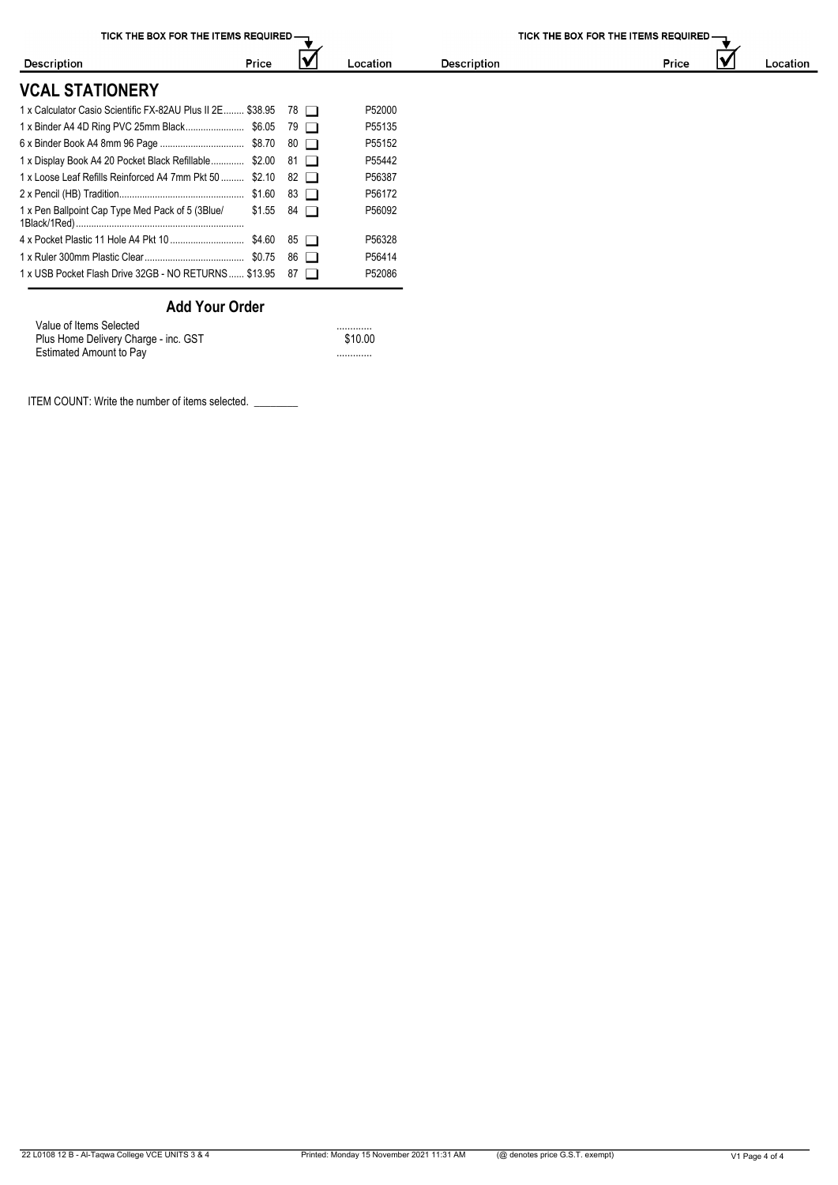| Description | Price | TICK THE BOX FOR THE ITEMS REQUIRED | Location |
|---|---|---|---|

## VCAL STATIONERY

| Description | Price | | Location |
|---|---|---|---|
| 1 x Calculator Casio Scientific FX-82AU Plus II 2E | $38.95 | 78 ☐ | P52000 |
| 1 x Binder A4 4D Ring PVC 25mm Black | $6.05 | 79 ☐ | P55135 |
| 6 x Binder Book A4 8mm 96 Page | $8.70 | 80 ☐ | P55152 |
| 1 x Display Book A4 20 Pocket Black Refillable | $2.00 | 81 ☐ | P55442 |
| 1 x Loose Leaf Refills Reinforced A4 7mm Pkt 50 | $2.10 | 82 ☐ | P56387 |
| 2 x Pencil (HB) Tradition | $1.60 | 83 ☐ | P56172 |
| 1 x Pen Ballpoint Cap Type Med Pack of 5 (3Blue/ 1Black/1Red) | $1.55 | 84 ☐ | P56092 |
| 4 x Pocket Plastic 11 Hole A4 Pkt 10 | $4.60 | 85 ☐ | P56328 |
| 1 x Ruler 300mm Plastic Clear | $0.75 | 86 ☐ | P56414 |
| 1 x USB Pocket Flash Drive 32GB - NO RETURNS | $13.95 | 87 ☐ | P52086 |

### Add Your Order

| | |
|---|---|
| Value of Items Selected | ............ |
| Plus Home Delivery Charge - inc. GST | $10.00 |
| Estimated Amount to Pay | ............ |

ITEM COUNT: Write the number of items selected. ________

22 L0108 12 B - Al-Taqwa College VCE UNITS 3 & 4 | Printed: Monday 15 November 2021 11:31 AM | (@ denotes price G.S.T. exempt)